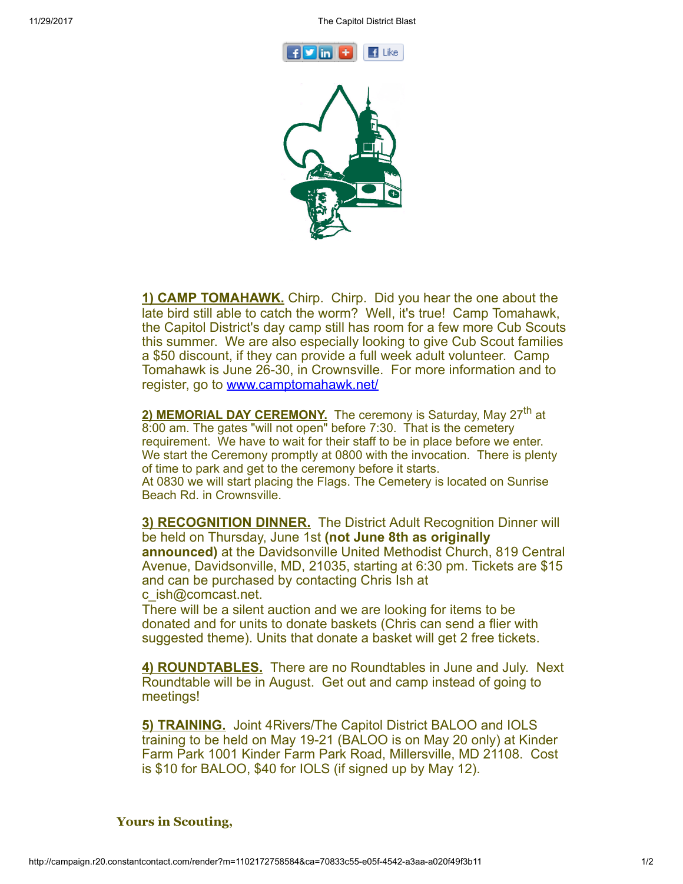**1) CAMP TOMAHAWK.** Chirp. Chirp. Did you hear the one about the late bird still able to catch the worm? Well, it's true! Camp Tomahawk, the Capitol District's day camp still has room for a few more Cub Scouts this summer. We are also especially looking to give Cub Scout families a $50 discount, if they can provide a full week adult volunteer. Camp Tomahawk is June 26-30, in Crownsville. For more information and to register, go to www.camptomahawk.net/

**2) MEMORIAL DAY CEREMONY.** The ceremony is Saturday, May 27th at 8:00 am. The gates "will not open" before 7:30. That is the cemetery requirement. We have to wait for their staff to be in place before we enter. We start the Ceremony promptly at 0800 with the invocation. There is plenty of time to park and get to the ceremony before it starts.
At 0830 we will start placing the Flags. The Cemetery is located on Sunrise Beach Rd. in Crownsville.

**3) RECOGNITION DINNER.** The District Adult Recognition Dinner will be held on Thursday, June 1st **(not June 8th as originally announced)** at the Davidsonville United Methodist Church, 819 Central Avenue, Davidsonville, MD, 21035, starting at 6:30 pm. Tickets are $15 and can be purchased by contacting Chris Ish at c_ish@comcast.net.
There will be a silent auction and we are looking for items to be donated and for units to donate baskets (Chris can send a flier with suggested theme). Units that donate a basket will get 2 free tickets.

**4) ROUNDTABLES.** There are no Roundtables in June and July. Next Roundtable will be in August. Get out and camp instead of going to meetings!

**5) TRAINING.** Joint 4Rivers/The Capitol District BALOO and IOLS training to be held on May 19-21 (BALOO is on May 20 only) at Kinder Farm Park 1001 Kinder Farm Park Road, Millersville, MD 21108. Cost is $10 for BALOO, $40 for IOLS (if signed up by May 12).

**Yours in Scouting,**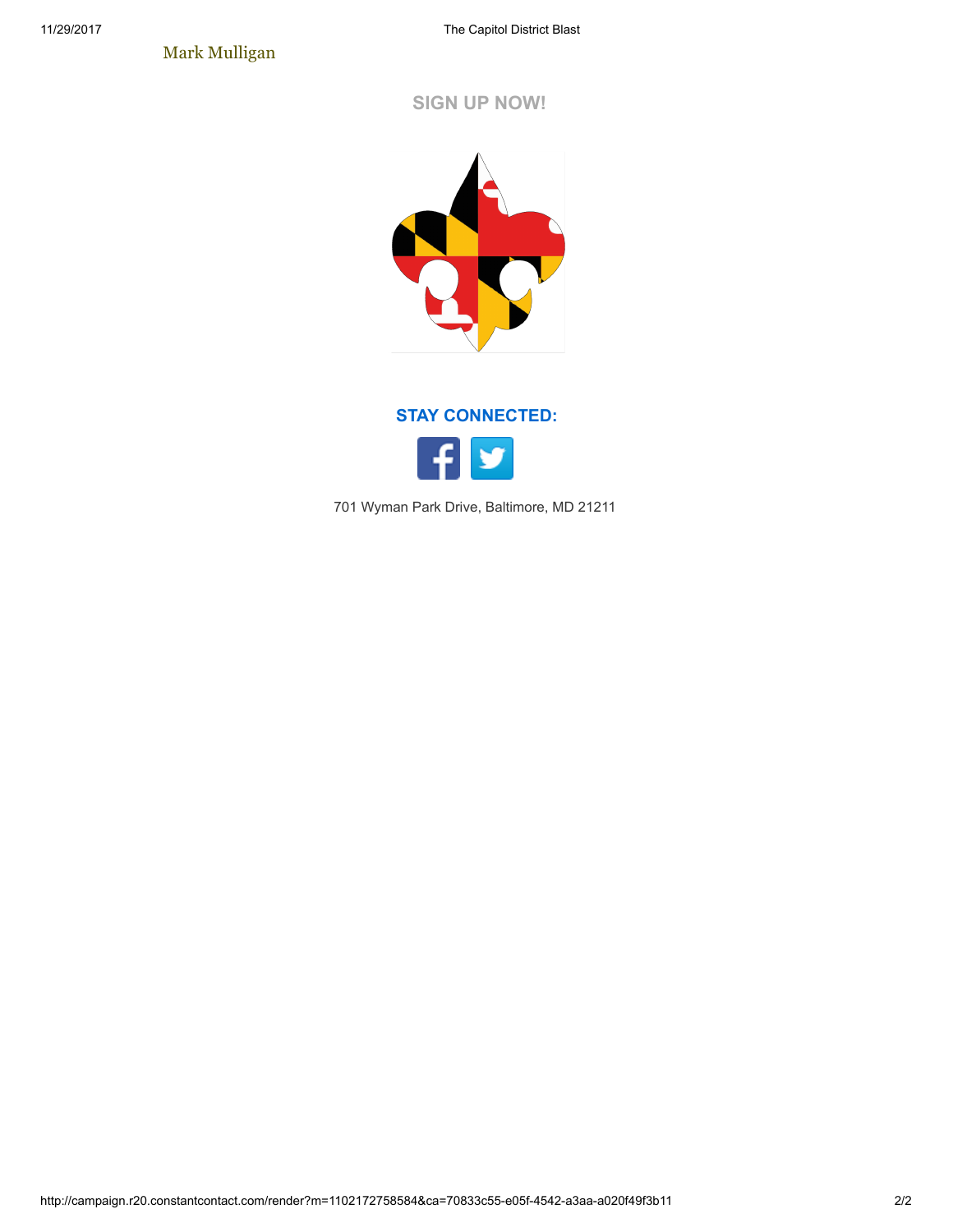Mark Mulligan

**SIGN UP NOW!**

**STAY CONNECTED:**

701 Wyman Park Drive, Baltimore, MD 21211